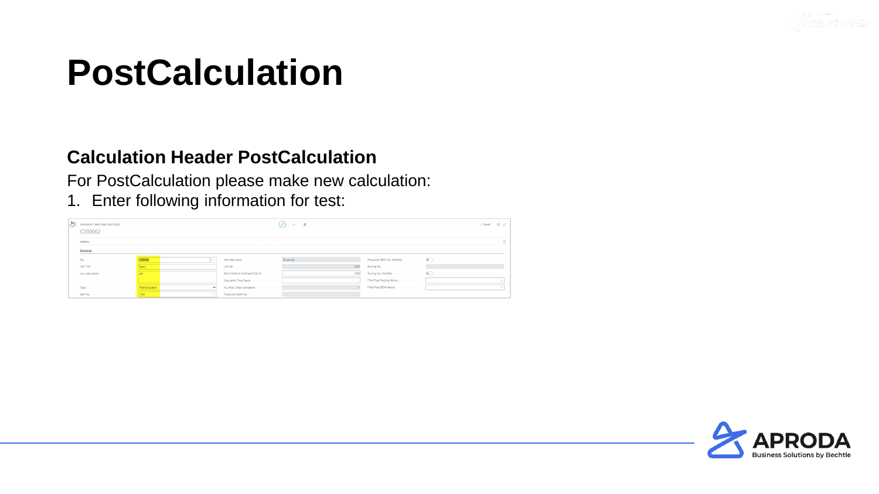# PostCalculation

## Calculation Header PostCalculation

For PostCalculation please make new calculation:

1. Enter following information for test: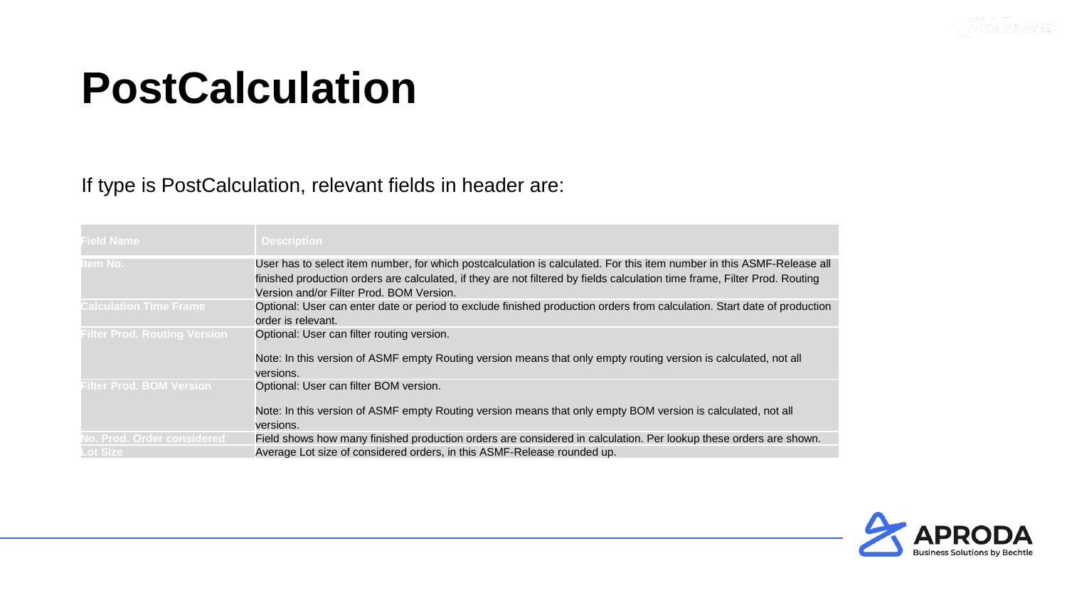# PostCalculation

If type is PostCalculation, relevant fields in header are:

| Field Name | Description |
| --- | --- |
| Item No. | User has to select item number, for which postcalculation is calculated. For this item number in this ASMF-Release all finished production orders are calculated, if they are not filtered by fields calculation time frame, Filter Prod. Routing Version and/or Filter Prod. BOM Version. |
| Calculation Time Frame | Optional: User can enter date or period to exclude finished production orders from calculation. Start date of production order is relevant. |
| Filter Prod. Routing Version | Optional: User can filter routing version.<br><br>Note: In this version of ASMF empty Routing version means that only empty routing version is calculated, not all versions. |
| Filter Prod. BOM Version | Optional: User can filter BOM version.<br><br>Note: In this version of ASMF empty Routing version means that only empty BOM version is calculated, not all versions. |
| No. Prod. Order considered | Field shows how many finished production orders are considered in calculation. Per lookup these orders are shown. |
| Lot Size | Average Lot size of considered orders, in this ASMF-Release rounded up. |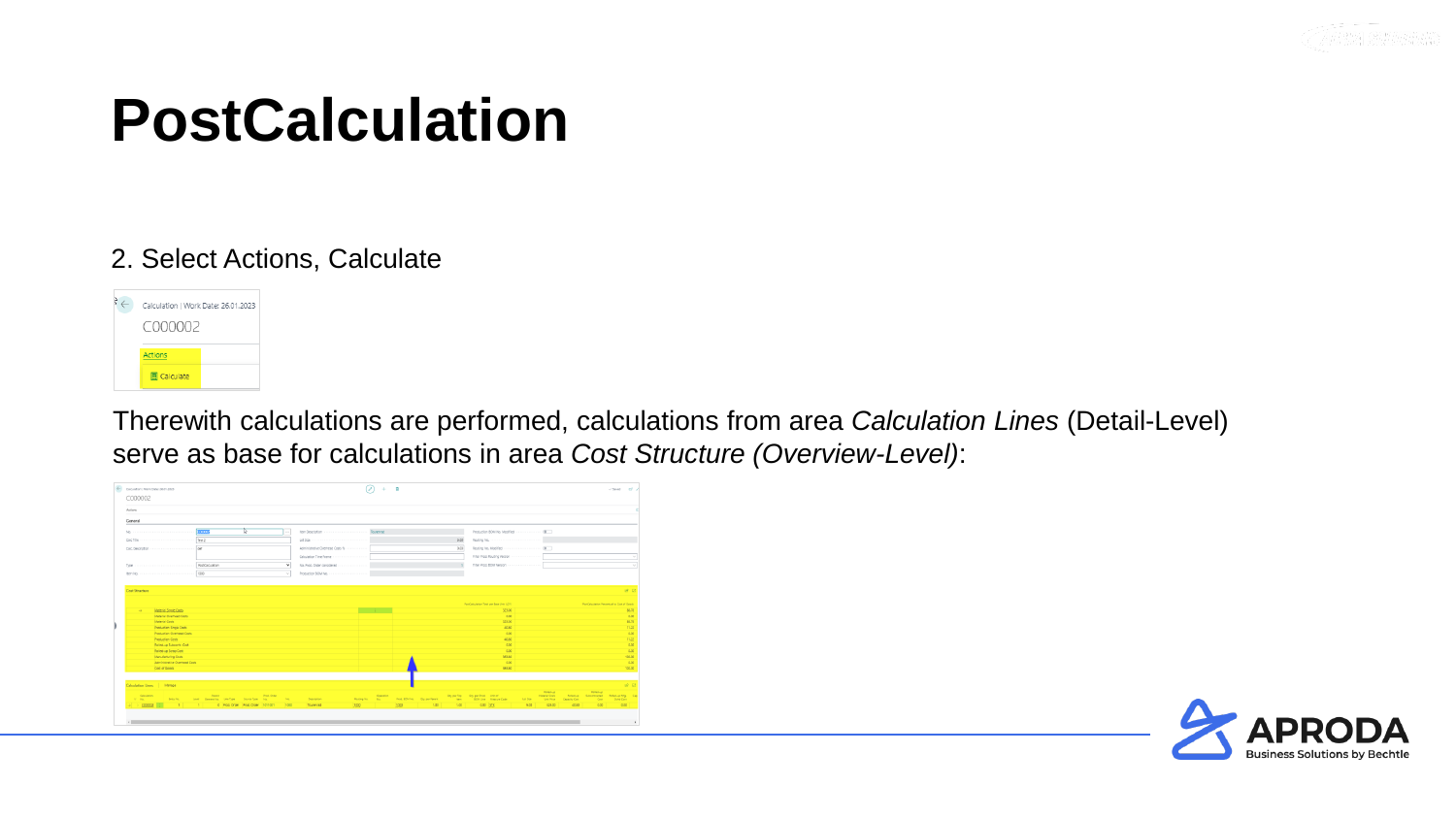# PostCalculation

2. Select Actions, Calculate

Therewith calculations are performed, calculations from area *Calculation Lines* (Detail-Level) serve as base for calculations in area *Cost Structure (Overview-Level)*: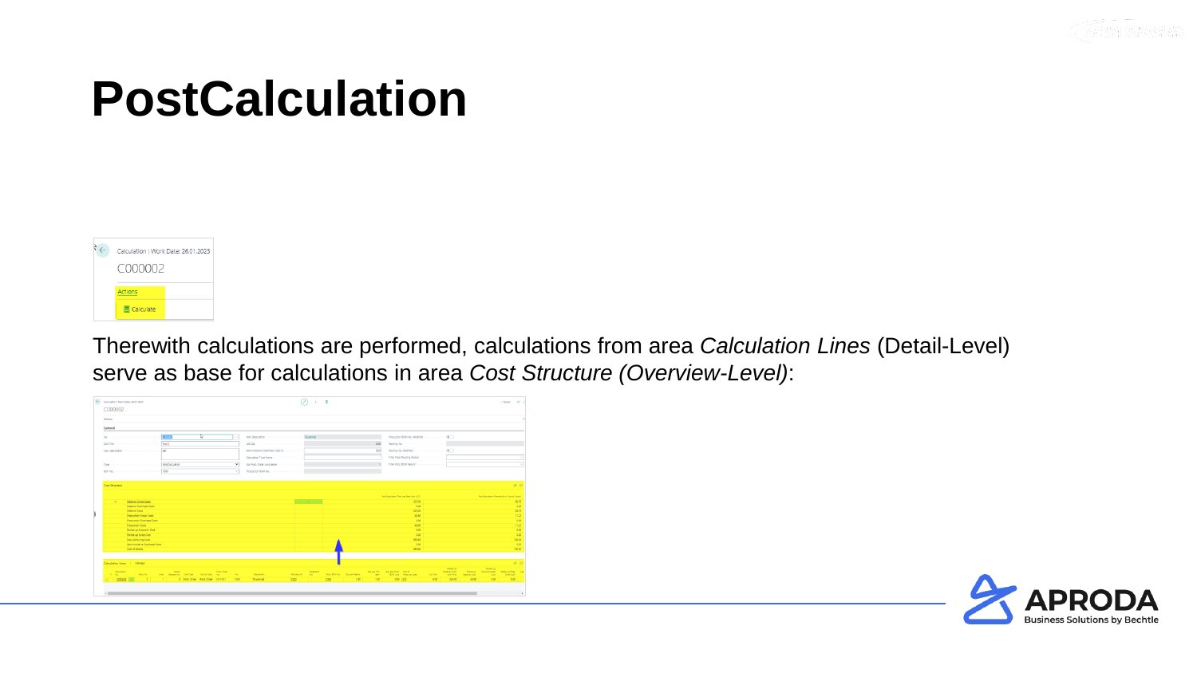# PostCalculation

Therewith calculations are performed, calculations from area *Calculation Lines* (Detail-Level) serve as base for calculations in area *Cost Structure (Overview-Level)*: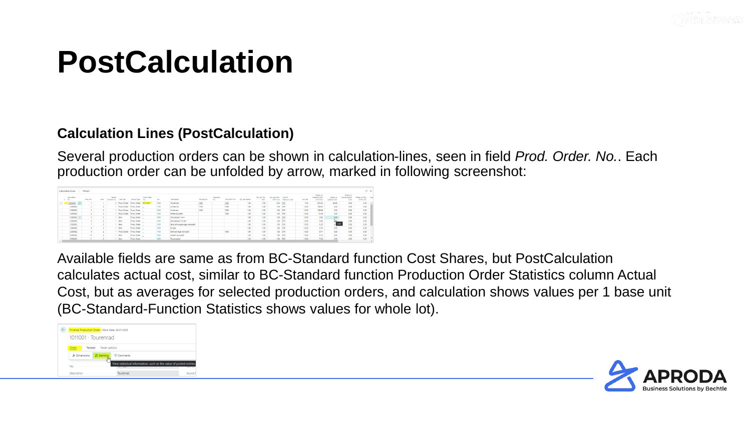# PostCalculation

### Calculation Lines (PostCalculation)

Several production orders can be shown in calculation-lines, seen in field *Prod. Order. No.*. Each production order can be unfolded by arrow, marked in following screenshot:

Available fields are same as from BC-Standard function Cost Shares, but PostCalculation calculates actual cost, similar to BC-Standard function Production Order Statistics column Actual Cost, but as averages for selected production orders, and calculation shows values per 1 base unit (BC-Standard-Function Statistics shows values for whole lot).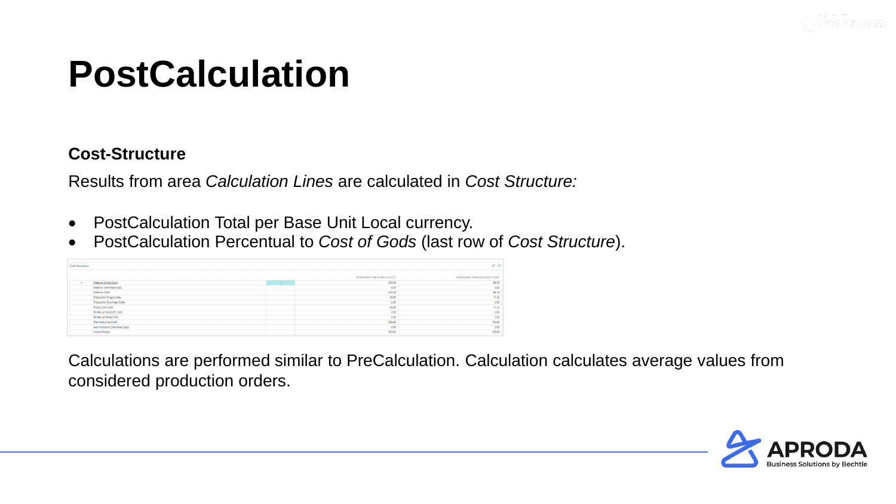# PostCalculation

**Cost-Structure**

Results from area *Calculation Lines* are calculated in *Cost Structure:*

- PostCalculation Total per Base Unit Local currency.
- PostCalculation Percentual to *Cost of Gods* (last row of *Cost Structure*).

Cost Structure

| | | | PostCalculation Total per Base Unit (LCY) | PostCalculation Percentual to Cost of Goods |
|---|---|---|---|---|
| → | Material Single Costs | | 325.00 | 88.78 |
| | Material Overhead Costs | | 0.00 | 0.00 |
| | Material Costs | | 325.00 | 88.78 |
| | Production Single Costs | | 40.80 | 11.22 |
| | Production Overhead Costs | | 0.00 | 0.00 |
| | Production Costs | | 40.80 | 11.22 |
| | Rolled-up Subcontr. Cost | | 0.00 | 0.00 |
| | Rolled-up Scrap Cost | | 0.00 | 0.00 |
| | Manufacturing Costs | | 365.80 | 100.00 |
| | Administrative Overhead Costs | | 0.00 | 0.00 |
| | Cost of Goods | | 365.80 | 100.00 |

Calculations are performed similar to PreCalculation. Calculation calculates average values from considered production orders.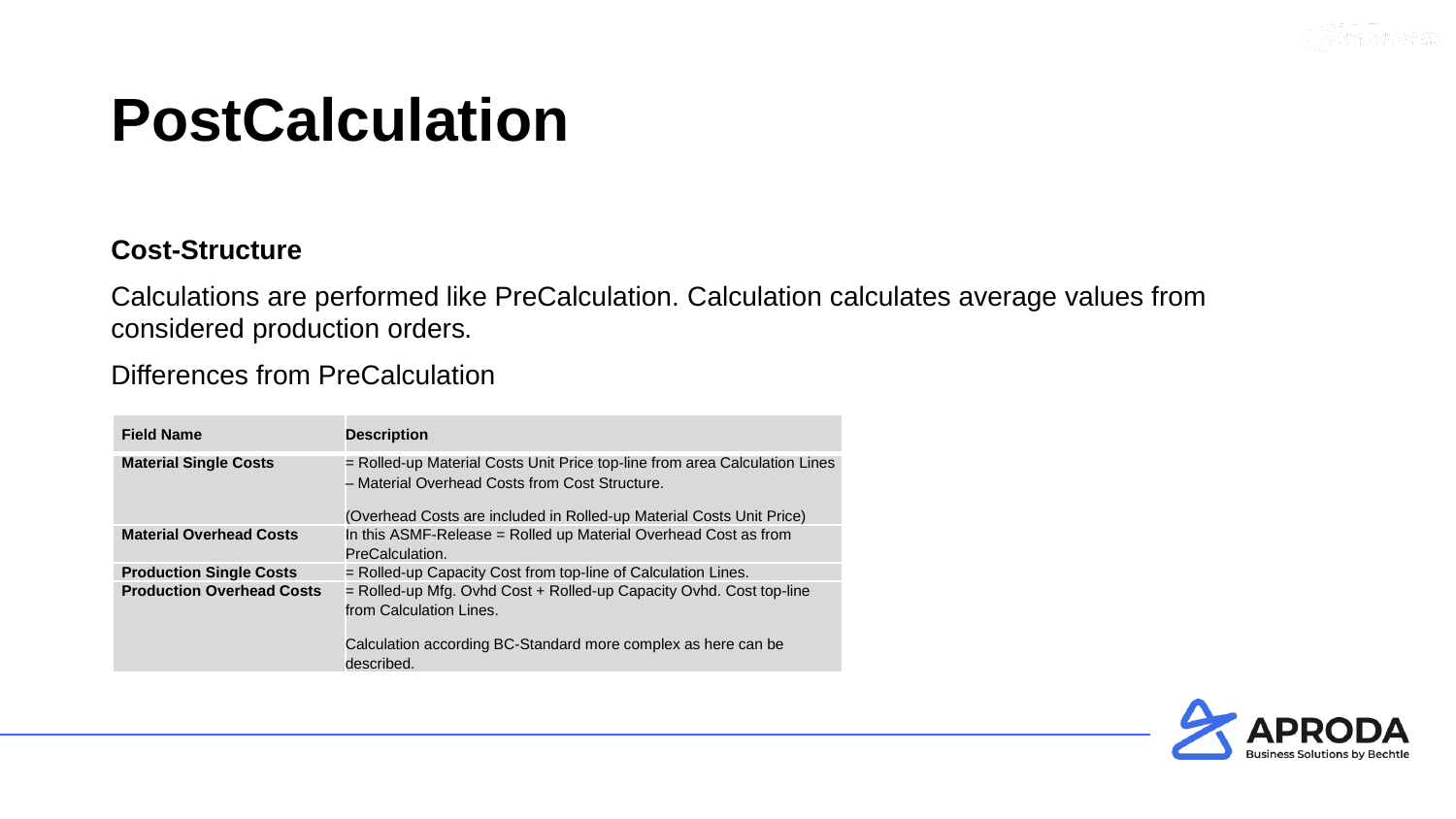# PostCalculation

**Cost-Structure**

Calculations are performed like PreCalculation. Calculation calculates average values from considered production orders.

Differences from PreCalculation

| Field Name | Description |
|---|---|
| **Material Single Costs** | = Rolled-up Material Costs Unit Price top-line from area Calculation Lines – Material Overhead Costs from Cost Structure.<br><br>(Overhead Costs are included in Rolled-up Material Costs Unit Price) |
| **Material Overhead Costs** | In this ASMF-Release = Rolled up Material Overhead Cost as from PreCalculation. |
| **Production Single Costs** | = Rolled-up Capacity Cost from top-line of Calculation Lines. |
| **Production Overhead Costs** | = Rolled-up Mfg. Ovhd Cost + Rolled-up Capacity Ovhd. Cost top-line from Calculation Lines.<br><br>Calculation according BC-Standard more complex as here can be described. |